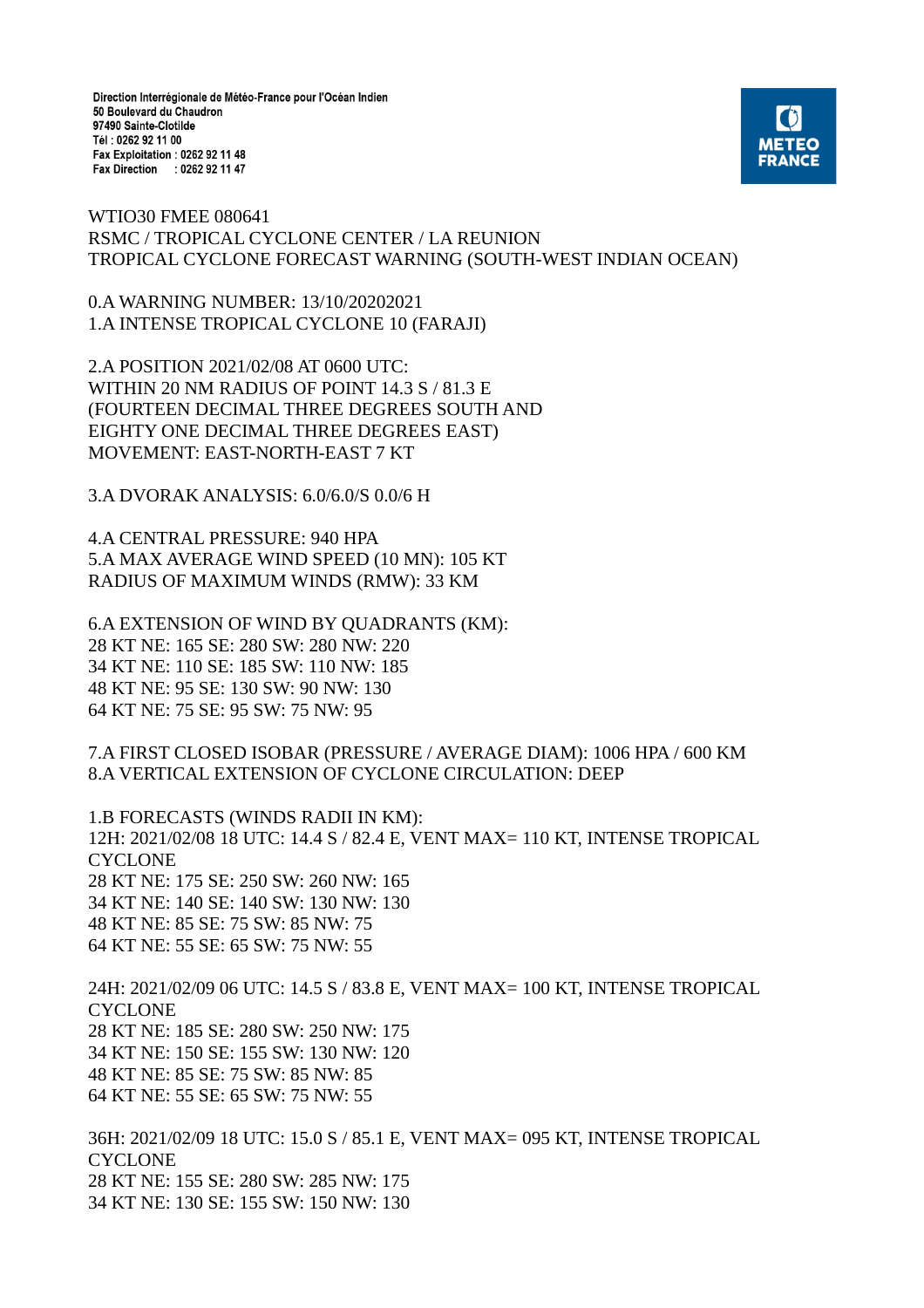Direction Interrégionale de Météo-France pour l'Océan Indien
50 Boulevard du Chaudron
97490 Sainte-Clotilde
Tél : 0262 92 11 00
Fax Exploitation : 0262 92 11 48
Fax Direction : 0262 92 11 47

METEO FRANCE

WTIO30 FMEE 080641
RSMC / TROPICAL CYCLONE CENTER / LA REUNION
TROPICAL CYCLONE FORECAST WARNING (SOUTH-WEST INDIAN OCEAN)

0.A WARNING NUMBER: 13/10/20202021
1.A INTENSE TROPICAL CYCLONE 10 (FARAJI)

2.A POSITION 2021/02/08 AT 0600 UTC:
WITHIN 20 NM RADIUS OF POINT 14.3 S / 81.3 E
(FOURTEEN DECIMAL THREE DEGREES SOUTH AND
EIGHTY ONE DECIMAL THREE DEGREES EAST)
MOVEMENT: EAST-NORTH-EAST 7 KT

3.A DVORAK ANALYSIS: 6.0/6.0/S 0.0/6 H

4.A CENTRAL PRESSURE: 940 HPA
5.A MAX AVERAGE WIND SPEED (10 MN): 105 KT
RADIUS OF MAXIMUM WINDS (RMW): 33 KM

6.A EXTENSION OF WIND BY QUADRANTS (KM):
28 KT NE: 165 SE: 280 SW: 280 NW: 220
34 KT NE: 110 SE: 185 SW: 110 NW: 185
48 KT NE: 95 SE: 130 SW: 90 NW: 130
64 KT NE: 75 SE: 95 SW: 75 NW: 95

7.A FIRST CLOSED ISOBAR (PRESSURE / AVERAGE DIAM): 1006 HPA / 600 KM
8.A VERTICAL EXTENSION OF CYCLONE CIRCULATION: DEEP

1.B FORECASTS (WINDS RADII IN KM):
12H: 2021/02/08 18 UTC: 14.4 S / 82.4 E, VENT MAX= 110 KT, INTENSE TROPICAL CYCLONE
28 KT NE: 175 SE: 250 SW: 260 NW: 165
34 KT NE: 140 SE: 140 SW: 130 NW: 130
48 KT NE: 85 SE: 75 SW: 85 NW: 75
64 KT NE: 55 SE: 65 SW: 75 NW: 55

24H: 2021/02/09 06 UTC: 14.5 S / 83.8 E, VENT MAX= 100 KT, INTENSE TROPICAL CYCLONE
28 KT NE: 185 SE: 280 SW: 250 NW: 175
34 KT NE: 150 SE: 155 SW: 130 NW: 120
48 KT NE: 85 SE: 75 SW: 85 NW: 85
64 KT NE: 55 SE: 65 SW: 75 NW: 55

36H: 2021/02/09 18 UTC: 15.0 S / 85.1 E, VENT MAX= 095 KT, INTENSE TROPICAL CYCLONE
28 KT NE: 155 SE: 280 SW: 285 NW: 175
34 KT NE: 130 SE: 155 SW: 150 NW: 130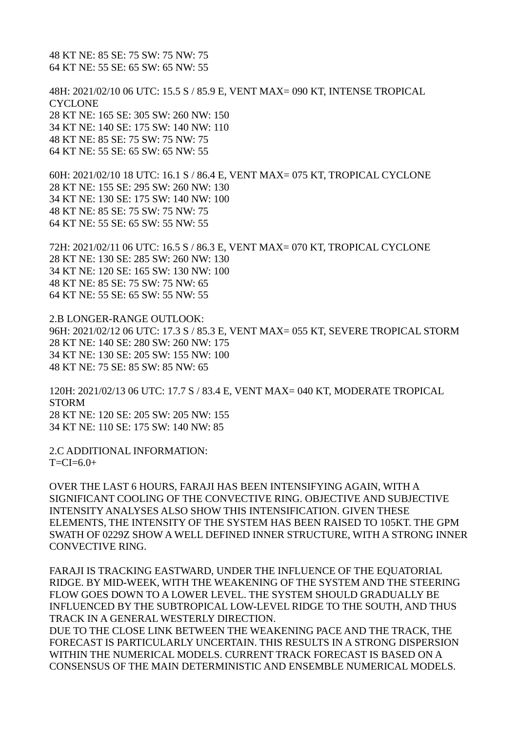48 KT NE: 85 SE: 75 SW: 75 NW: 75
64 KT NE: 55 SE: 65 SW: 65 NW: 55

48H: 2021/02/10 06 UTC: 15.5 S / 85.9 E, VENT MAX= 090 KT, INTENSE TROPICAL CYCLONE
28 KT NE: 165 SE: 305 SW: 260 NW: 150
34 KT NE: 140 SE: 175 SW: 140 NW: 110
48 KT NE: 85 SE: 75 SW: 75 NW: 75
64 KT NE: 55 SE: 65 SW: 65 NW: 55

60H: 2021/02/10 18 UTC: 16.1 S / 86.4 E, VENT MAX= 075 KT, TROPICAL CYCLONE
28 KT NE: 155 SE: 295 SW: 260 NW: 130
34 KT NE: 130 SE: 175 SW: 140 NW: 100
48 KT NE: 85 SE: 75 SW: 75 NW: 75
64 KT NE: 55 SE: 65 SW: 55 NW: 55

72H: 2021/02/11 06 UTC: 16.5 S / 86.3 E, VENT MAX= 070 KT, TROPICAL CYCLONE
28 KT NE: 130 SE: 285 SW: 260 NW: 130
34 KT NE: 120 SE: 165 SW: 130 NW: 100
48 KT NE: 85 SE: 75 SW: 75 NW: 65
64 KT NE: 55 SE: 65 SW: 55 NW: 55

2.B LONGER-RANGE OUTLOOK:
96H: 2021/02/12 06 UTC: 17.3 S / 85.3 E, VENT MAX= 055 KT, SEVERE TROPICAL STORM
28 KT NE: 140 SE: 280 SW: 260 NW: 175
34 KT NE: 130 SE: 205 SW: 155 NW: 100
48 KT NE: 75 SE: 85 SW: 85 NW: 65

120H: 2021/02/13 06 UTC: 17.7 S / 83.4 E, VENT MAX= 040 KT, MODERATE TROPICAL STORM
28 KT NE: 120 SE: 205 SW: 205 NW: 155
34 KT NE: 110 SE: 175 SW: 140 NW: 85

2.C ADDITIONAL INFORMATION:
T=CI=6.0+

OVER THE LAST 6 HOURS, FARAJI HAS BEEN INTENSIFYING AGAIN, WITH A SIGNIFICANT COOLING OF THE CONVECTIVE RING. OBJECTIVE AND SUBJECTIVE INTENSITY ANALYSES ALSO SHOW THIS INTENSIFICATION. GIVEN THESE ELEMENTS, THE INTENSITY OF THE SYSTEM HAS BEEN RAISED TO 105KT. THE GPM SWATH OF 0229Z SHOW A WELL DEFINED INNER STRUCTURE, WITH A STRONG INNER CONVECTIVE RING.

FARAJI IS TRACKING EASTWARD, UNDER THE INFLUENCE OF THE EQUATORIAL RIDGE. BY MID-WEEK, WITH THE WEAKENING OF THE SYSTEM AND THE STEERING FLOW GOES DOWN TO A LOWER LEVEL. THE SYSTEM SHOULD GRADUALLY BE INFLUENCED BY THE SUBTROPICAL LOW-LEVEL RIDGE TO THE SOUTH, AND THUS TRACK IN A GENERAL WESTERLY DIRECTION.
DUE TO THE CLOSE LINK BETWEEN THE WEAKENING PACE AND THE TRACK, THE FORECAST IS PARTICULARLY UNCERTAIN. THIS RESULTS IN A STRONG DISPERSION WITHIN THE NUMERICAL MODELS. CURRENT TRACK FORECAST IS BASED ON A CONSENSUS OF THE MAIN DETERMINISTIC AND ENSEMBLE NUMERICAL MODELS.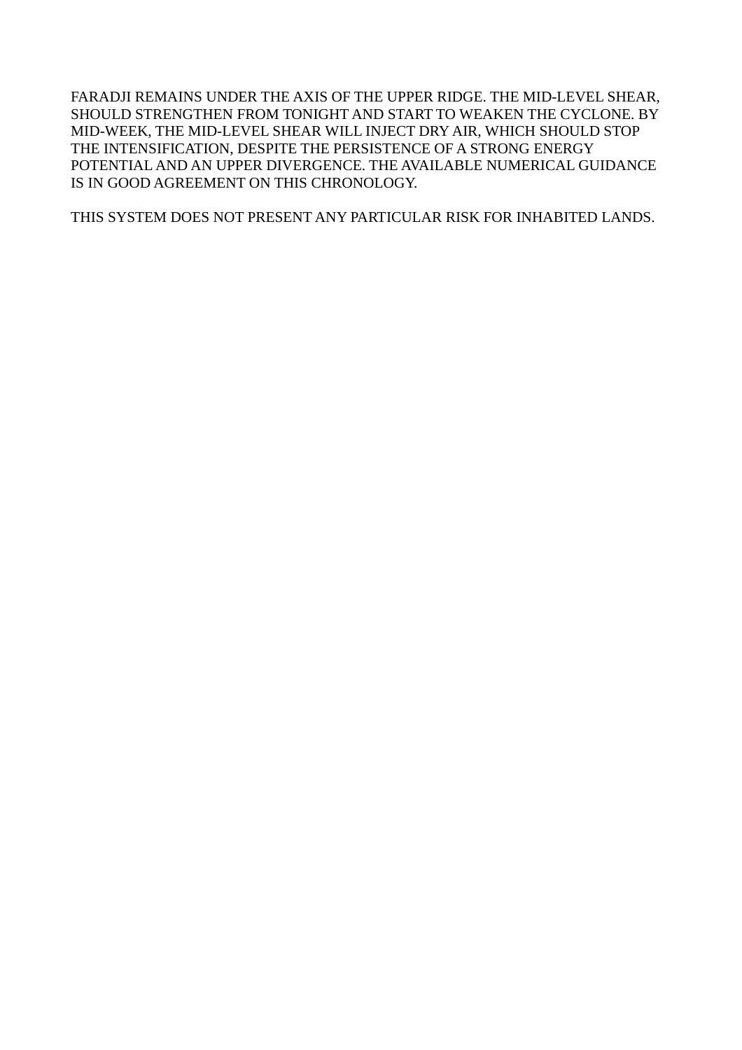FARADJI REMAINS UNDER THE AXIS OF THE UPPER RIDGE. THE MID-LEVEL SHEAR, SHOULD STRENGTHEN FROM TONIGHT AND START TO WEAKEN THE CYCLONE. BY MID-WEEK, THE MID-LEVEL SHEAR WILL INJECT DRY AIR, WHICH SHOULD STOP THE INTENSIFICATION, DESPITE THE PERSISTENCE OF A STRONG ENERGY POTENTIAL AND AN UPPER DIVERGENCE. THE AVAILABLE NUMERICAL GUIDANCE IS IN GOOD AGREEMENT ON THIS CHRONOLOGY.

THIS SYSTEM DOES NOT PRESENT ANY PARTICULAR RISK FOR INHABITED LANDS.